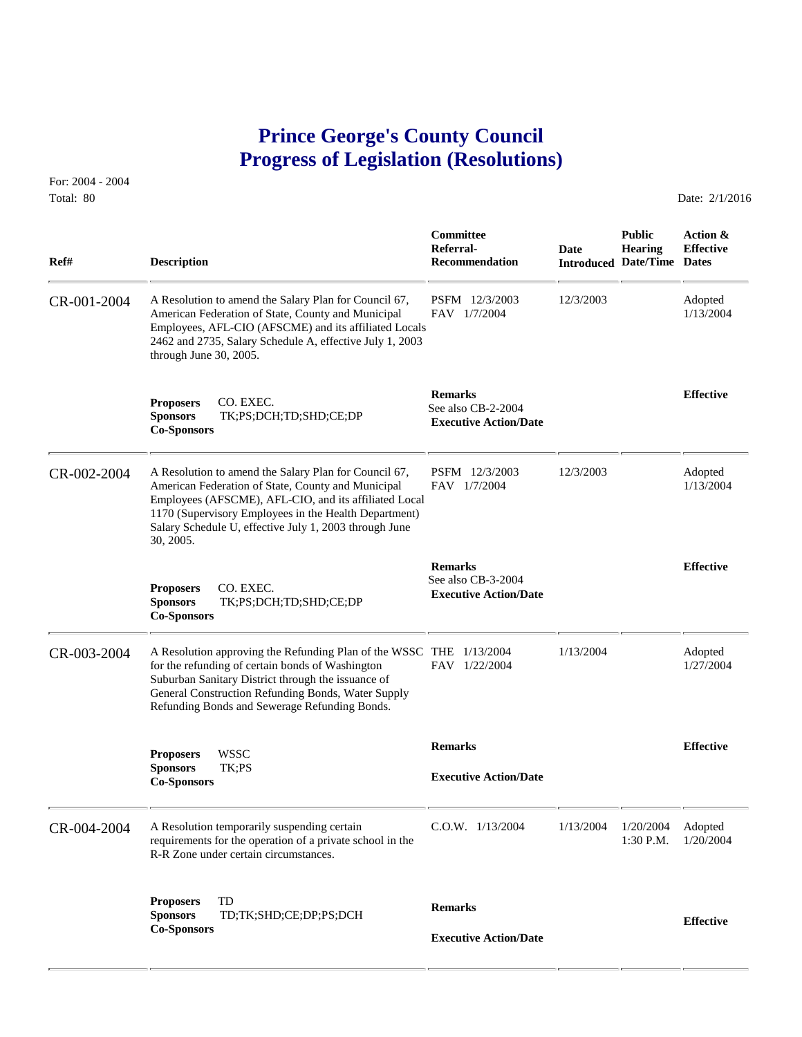# Prince George's County Council
# Progress of Legislation (Resolutions)

For: 2004 - 2004
Total: 80

Date: 2/1/2016

| Ref# | Description | Committee Referral-Recommendation | Date Introduced | Public Hearing Date/Time | Action & Effective Dates |
|---|---|---|---|---|---|
| CR-001-2004 | A Resolution to amend the Salary Plan for Council 67, American Federation of State, County and Municipal Employees, AFL-CIO (AFSCME) and its affiliated Locals 2462 and 2735, Salary Schedule A, effective July 1, 2003 through June 30, 2005. | PSFM 12/3/2003<br>FAV 1/7/2004 | 12/3/2003 | | Adopted 1/13/2004 |
| | **Proposers** CO. EXEC.<br>**Sponsors** TK;PS;DCH;TD;SHD;CE;DP<br>**Co-Sponsors** | **Remarks**<br>See also CB-2-2004<br>**Executive Action/Date** | | | **Effective** |
| CR-002-2004 | A Resolution to amend the Salary Plan for Council 67, American Federation of State, County and Municipal Employees (AFSCME), AFL-CIO, and its affiliated Local 1170 (Supervisory Employees in the Health Department) Salary Schedule U, effective July 1, 2003 through June 30, 2005. | PSFM 12/3/2003<br>FAV 1/7/2004 | 12/3/2003 | | Adopted 1/13/2004 |
| | **Proposers** CO. EXEC.<br>**Sponsors** TK;PS;DCH;TD;SHD;CE;DP<br>**Co-Sponsors** | **Remarks**<br>See also CB-3-2004<br>**Executive Action/Date** | | | **Effective** |
| CR-003-2004 | A Resolution approving the Refunding Plan of the WSSC for the refunding of certain bonds of Washington Suburban Sanitary District through the issuance of General Construction Refunding Bonds, Water Supply Refunding Bonds and Sewerage Refunding Bonds. | THE 1/13/2004<br>FAV 1/22/2004 | 1/13/2004 | | Adopted 1/27/2004 |
| | **Proposers** WSSC<br>**Sponsors** TK;PS<br>**Co-Sponsors** | **Remarks**<br>**Executive Action/Date** | | | **Effective** |
| CR-004-2004 | A Resolution temporarily suspending certain requirements for the operation of a private school in the R-R Zone under certain circumstances. | C.O.W. 1/13/2004 | 1/13/2004 | 1/20/2004 1:30 P.M. | Adopted 1/20/2004 |
| | **Proposers** TD<br>**Sponsors** TD;TK;SHD;CE;DP;PS;DCH<br>**Co-Sponsors** | **Remarks**<br>**Executive Action/Date** | | | **Effective** |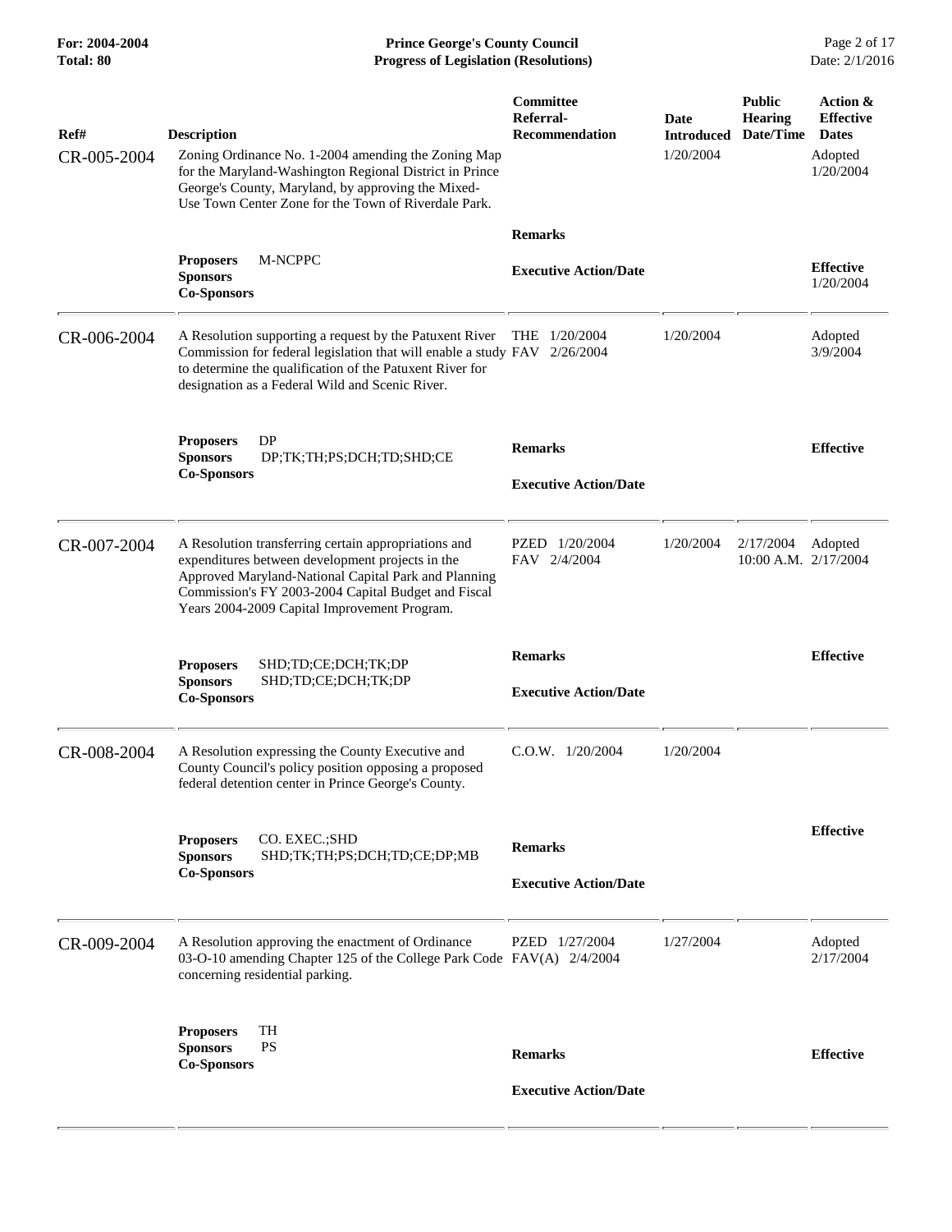| Ref# | Description | Committee Referral-Recommendation | Date Introduced | Public Hearing Date/Time | Action & Effective Dates |
|---|---|---|---|---|---|
| CR-005-2004 | Zoning Ordinance No. 1-2004 amending the Zoning Map for the Maryland-Washington Regional District in Prince George's County, Maryland, by approving the Mixed-Use Town Center Zone for the Town of Riverdale Park. | | 1/20/2004 | | Adopted 1/20/2004 |
| | **Proposers** M-NCPPC **Sponsors** **Co-Sponsors** | **Remarks** **Executive Action/Date** | | | **Effective** 1/20/2004 |
| CR-006-2004 | A Resolution supporting a request by the Patuxent River Commission for federal legislation that will enable a study to determine the qualification of the Patuxent River for designation as a Federal Wild and Scenic River. | THE 1/20/2004 FAV 2/26/2004 | 1/20/2004 | | Adopted 3/9/2004 |
| | **Proposers** DP **Sponsors** DP;TK;TH;PS;DCH;TD;SHD;CE **Co-Sponsors** | **Remarks** **Executive Action/Date** | | | **Effective** |
| CR-007-2004 | A Resolution transferring certain appropriations and expenditures between development projects in the Approved Maryland-National Capital Park and Planning Commission's FY 2003-2004 Capital Budget and Fiscal Years 2004-2009 Capital Improvement Program. | PZED 1/20/2004 FAV 2/4/2004 | 1/20/2004 | 2/17/2004 10:00 A.M. | Adopted 2/17/2004 |
| | **Proposers** SHD;TD;CE;DCH;TK;DP **Sponsors** SHD;TD;CE;DCH;TK;DP **Co-Sponsors** | **Remarks** **Executive Action/Date** | | | **Effective** |
| CR-008-2004 | A Resolution expressing the County Executive and County Council's policy position opposing a proposed federal detention center in Prince George's County. | C.O.W. 1/20/2004 | 1/20/2004 | | |
| | **Proposers** CO. EXEC.;SHD **Sponsors** SHD;TK;TH;PS;DCH;TD;CE;DP;MB **Co-Sponsors** | **Remarks** **Executive Action/Date** | | | **Effective** |
| CR-009-2004 | A Resolution approving the enactment of Ordinance 03-O-10 amending Chapter 125 of the College Park Code concerning residential parking. | PZED 1/27/2004 FAV(A) 2/4/2004 | 1/27/2004 | | Adopted 2/17/2004 |
| | **Proposers** TH **Sponsors** PS **Co-Sponsors** | **Remarks** **Executive Action/Date** | | | **Effective** |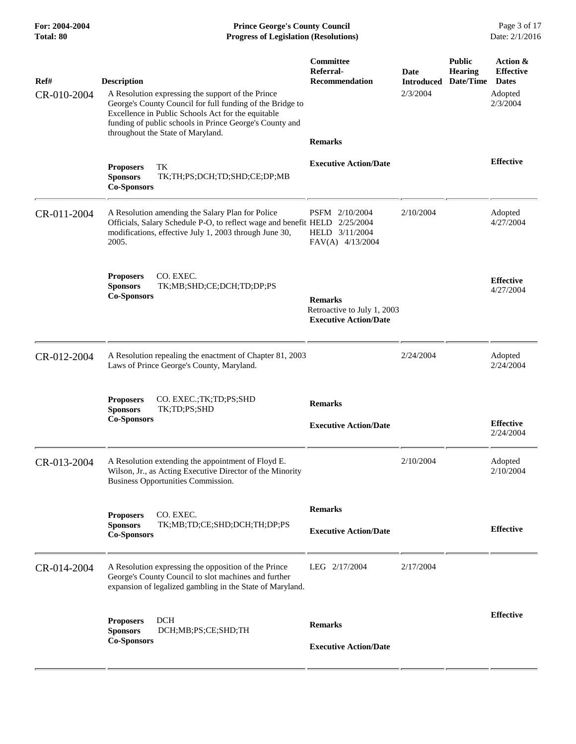| Ref# | Description | Committee Referral-Recommendation | Date Introduced | Public Hearing Date/Time | Action & Effective Dates |
|---|---|---|---|---|---|
| CR-010-2004 | A Resolution expressing the support of the Prince George's County Council for full funding of the Bridge to Excellence in Public Schools Act for the equitable funding of public schools in Prince George's County and throughout the State of Maryland. | | 2/3/2004 | | Adopted 2/3/2004 |
| | **Proposers** TK<br>**Sponsors** TK;TH;PS;DCH;TD;SHD;CE;DP;MB<br>**Co-Sponsors** | **Remarks**<br><br>**Executive Action/Date** | | | **Effective** |
| CR-011-2004 | A Resolution amending the Salary Plan for Police Officials, Salary Schedule P-O, to reflect wage and benefit modifications, effective July 1, 2003 through June 30, 2005. | PSFM 2/10/2004<br>HELD 2/25/2004<br>HELD 3/11/2004<br>FAV(A) 4/13/2004 | 2/10/2004 | | Adopted 4/27/2004 |
| | **Proposers** CO. EXEC.<br>**Sponsors** TK;MB;SHD;CE;DCH;TD;DP;PS<br>**Co-Sponsors** | **Remarks**<br>Retroactive to July 1, 2003<br>**Executive Action/Date** | | | **Effective** 4/27/2004 |
| CR-012-2004 | A Resolution repealing the enactment of Chapter 81, 2003 Laws of Prince George's County, Maryland. | | 2/24/2004 | | Adopted 2/24/2004 |
| | **Proposers** CO. EXEC.;TK;TD;PS;SHD<br>**Sponsors** TK;TD;PS;SHD<br>**Co-Sponsors** | **Remarks**<br><br>**Executive Action/Date** | | | **Effective** 2/24/2004 |
| CR-013-2004 | A Resolution extending the appointment of Floyd E. Wilson, Jr., as Acting Executive Director of the Minority Business Opportunities Commission. | | 2/10/2004 | | Adopted 2/10/2004 |
| | **Proposers** CO. EXEC.<br>**Sponsors** TK;MB;TD;CE;SHD;DCH;TH;DP;PS<br>**Co-Sponsors** | **Remarks**<br><br>**Executive Action/Date** | | | **Effective** |
| CR-014-2004 | A Resolution expressing the opposition of the Prince George's County Council to slot machines and further expansion of legalized gambling in the State of Maryland. | LEG 2/17/2004 | 2/17/2004 | | |
| | **Proposers** DCH<br>**Sponsors** DCH;MB;PS;CE;SHD;TH<br>**Co-Sponsors** | **Remarks**<br><br>**Executive Action/Date** | | | **Effective** |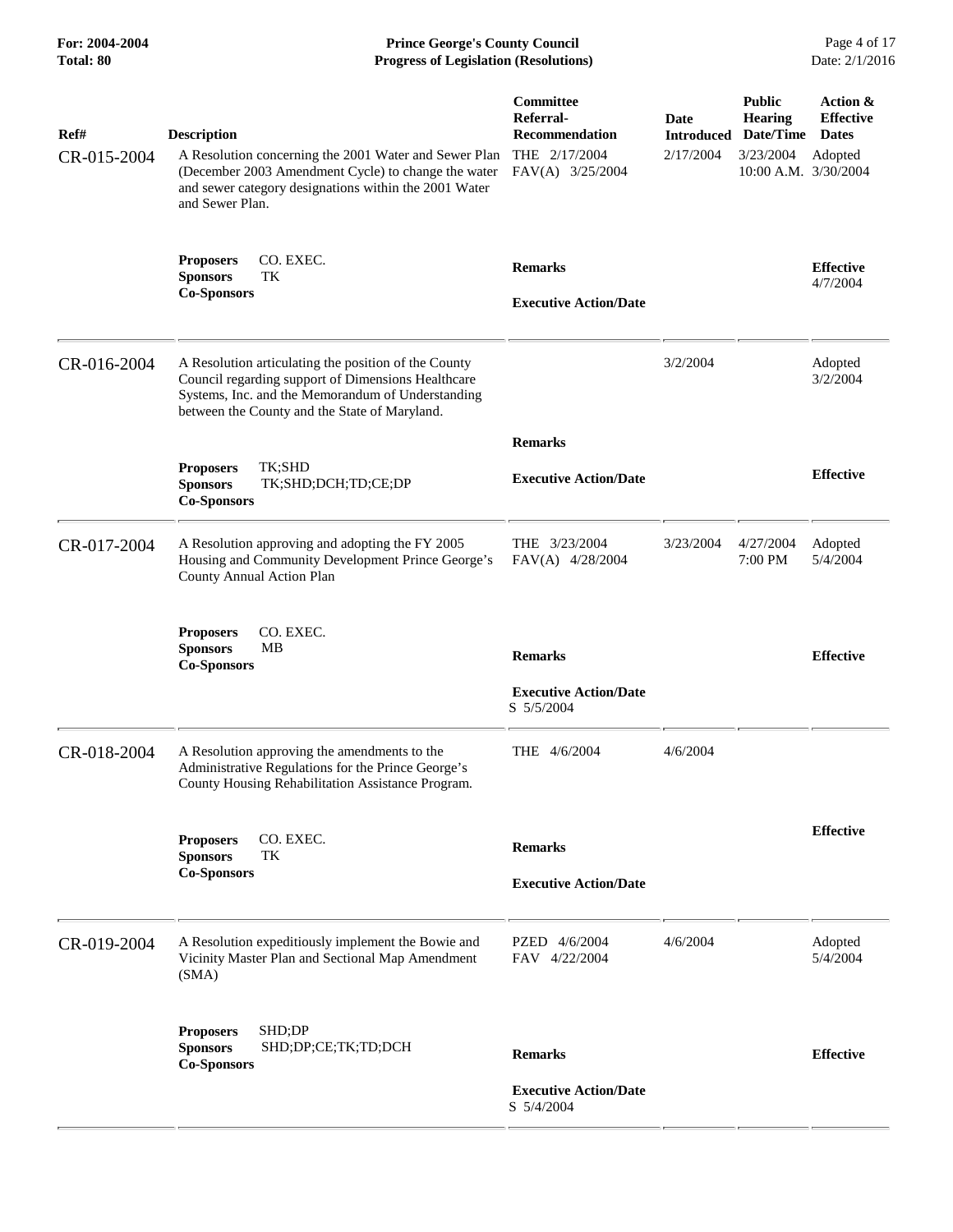| Ref# | Description | Committee Referral-Recommendation | Date Introduced | Public Hearing Date/Time | Action & Effective Dates |
|---|---|---|---|---|---|
| CR-015-2004 | A Resolution concerning the 2001 Water and Sewer Plan (December 2003 Amendment Cycle) to change the water and sewer category designations within the 2001 Water and Sewer Plan. | THE 2/17/2004<br>FAV(A) 3/25/2004 | 2/17/2004 | 3/23/2004<br>10:00 A.M. | Adopted<br>3/30/2004 |
| | **Proposers** CO. EXEC.<br>**Sponsors** TK<br>**Co-Sponsors** | **Remarks**<br><br>**Executive Action/Date** | | | **Effective**<br>4/7/2004 |
| CR-016-2004 | A Resolution articulating the position of the County Council regarding support of Dimensions Healthcare Systems, Inc. and the Memorandum of Understanding between the County and the State of Maryland. | | 3/2/2004 | | Adopted<br>3/2/2004 |
| | **Proposers** TK;SHD<br>**Sponsors** TK;SHD;DCH;TD;CE;DP<br>**Co-Sponsors** | **Remarks**<br><br>**Executive Action/Date** | | | **Effective** |
| CR-017-2004 | A Resolution approving and adopting the FY 2005 Housing and Community Development Prince George's County Annual Action Plan | THE 3/23/2004<br>FAV(A) 4/28/2004 | 3/23/2004 | 4/27/2004<br>7:00 PM | Adopted<br>5/4/2004 |
| | **Proposers** CO. EXEC.<br>**Sponsors** MB<br>**Co-Sponsors** | **Remarks**<br><br>**Executive Action/Date**<br>S 5/5/2004 | | | **Effective** |
| CR-018-2004 | A Resolution approving the amendments to the Administrative Regulations for the Prince George's County Housing Rehabilitation Assistance Program. | THE 4/6/2004 | 4/6/2004 | | |
| | **Proposers** CO. EXEC.<br>**Sponsors** TK<br>**Co-Sponsors** | **Remarks**<br><br>**Executive Action/Date** | | | **Effective** |
| CR-019-2004 | A Resolution expeditiously implement the Bowie and Vicinity Master Plan and Sectional Map Amendment (SMA) | PZED 4/6/2004<br>FAV 4/22/2004 | 4/6/2004 | | Adopted<br>5/4/2004 |
| | **Proposers** SHD;DP<br>**Sponsors** SHD;DP;CE;TK;TD;DCH<br>**Co-Sponsors** | **Remarks**<br><br>**Executive Action/Date**<br>S 5/4/2004 | | | **Effective** |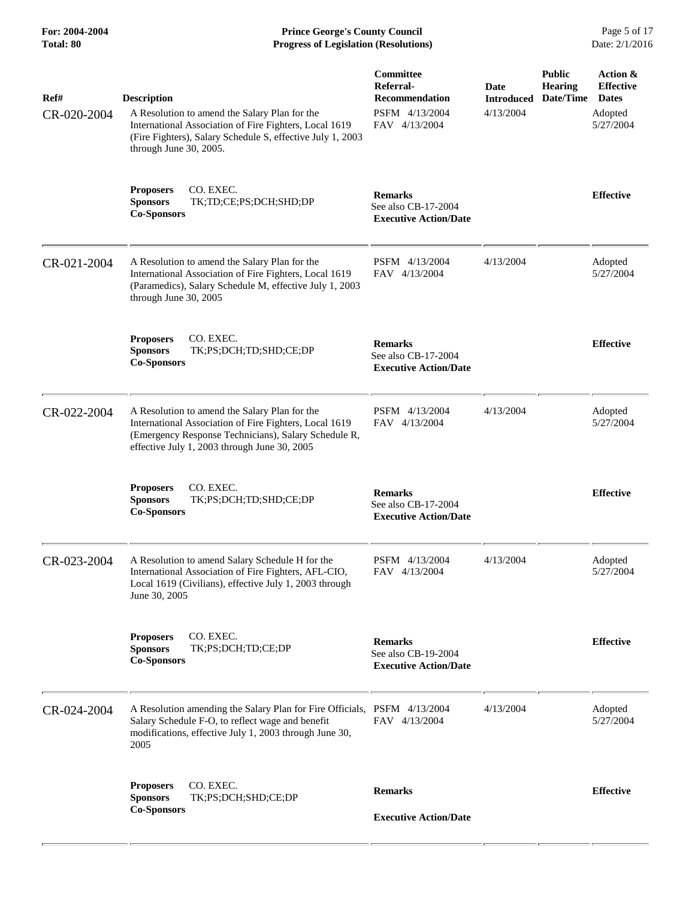| Ref# | Description | Committee Referral-Recommendation | Date Introduced | Public Hearing Date/Time | Action & Effective Dates |
|---|---|---|---|---|---|
| CR-020-2004 | A Resolution to amend the Salary Plan for the International Association of Fire Fighters, Local 1619 (Fire Fighters), Salary Schedule S, effective July 1, 2003 through June 30, 2005. | PSFM 4/13/2004<br>FAV 4/13/2004 | 4/13/2004 | | Adopted<br>5/27/2004 |
| | **Proposers** CO. EXEC.<br>**Sponsors** TK;TD;CE;PS;DCH;SHD;DP<br>**Co-Sponsors** | **Remarks**<br>See also CB-17-2004<br>**Executive Action/Date** | | | **Effective** |
| CR-021-2004 | A Resolution to amend the Salary Plan for the International Association of Fire Fighters, Local 1619 (Paramedics), Salary Schedule M, effective July 1, 2003 through June 30, 2005 | PSFM 4/13/2004<br>FAV 4/13/2004 | 4/13/2004 | | Adopted<br>5/27/2004 |
| | **Proposers** CO. EXEC.<br>**Sponsors** TK;PS;DCH;TD;SHD;CE;DP<br>**Co-Sponsors** | **Remarks**<br>See also CB-17-2004<br>**Executive Action/Date** | | | **Effective** |
| CR-022-2004 | A Resolution to amend the Salary Plan for the International Association of Fire Fighters, Local 1619 (Emergency Response Technicians), Salary Schedule R, effective July 1, 2003 through June 30, 2005 | PSFM 4/13/2004<br>FAV 4/13/2004 | 4/13/2004 | | Adopted<br>5/27/2004 |
| | **Proposers** CO. EXEC.<br>**Sponsors** TK;PS;DCH;TD;SHD;CE;DP<br>**Co-Sponsors** | **Remarks**<br>See also CB-17-2004<br>**Executive Action/Date** | | | **Effective** |
| CR-023-2004 | A Resolution to amend Salary Schedule H for the International Association of Fire Fighters, AFL-CIO, Local 1619 (Civilians), effective July 1, 2003 through June 30, 2005 | PSFM 4/13/2004<br>FAV 4/13/2004 | 4/13/2004 | | Adopted<br>5/27/2004 |
| | **Proposers** CO. EXEC.<br>**Sponsors** TK;PS;DCH;TD;CE;DP<br>**Co-Sponsors** | **Remarks**<br>See also CB-19-2004<br>**Executive Action/Date** | | | **Effective** |
| CR-024-2004 | A Resolution amending the Salary Plan for Fire Officials, Salary Schedule F-O, to reflect wage and benefit modifications, effective July 1, 2003 through June 30, 2005 | PSFM 4/13/2004<br>FAV 4/13/2004 | 4/13/2004 | | Adopted<br>5/27/2004 |
| | **Proposers** CO. EXEC.<br>**Sponsors** TK;PS;DCH;SHD;CE;DP<br>**Co-Sponsors** | **Remarks**<br>**Executive Action/Date** | | | **Effective** |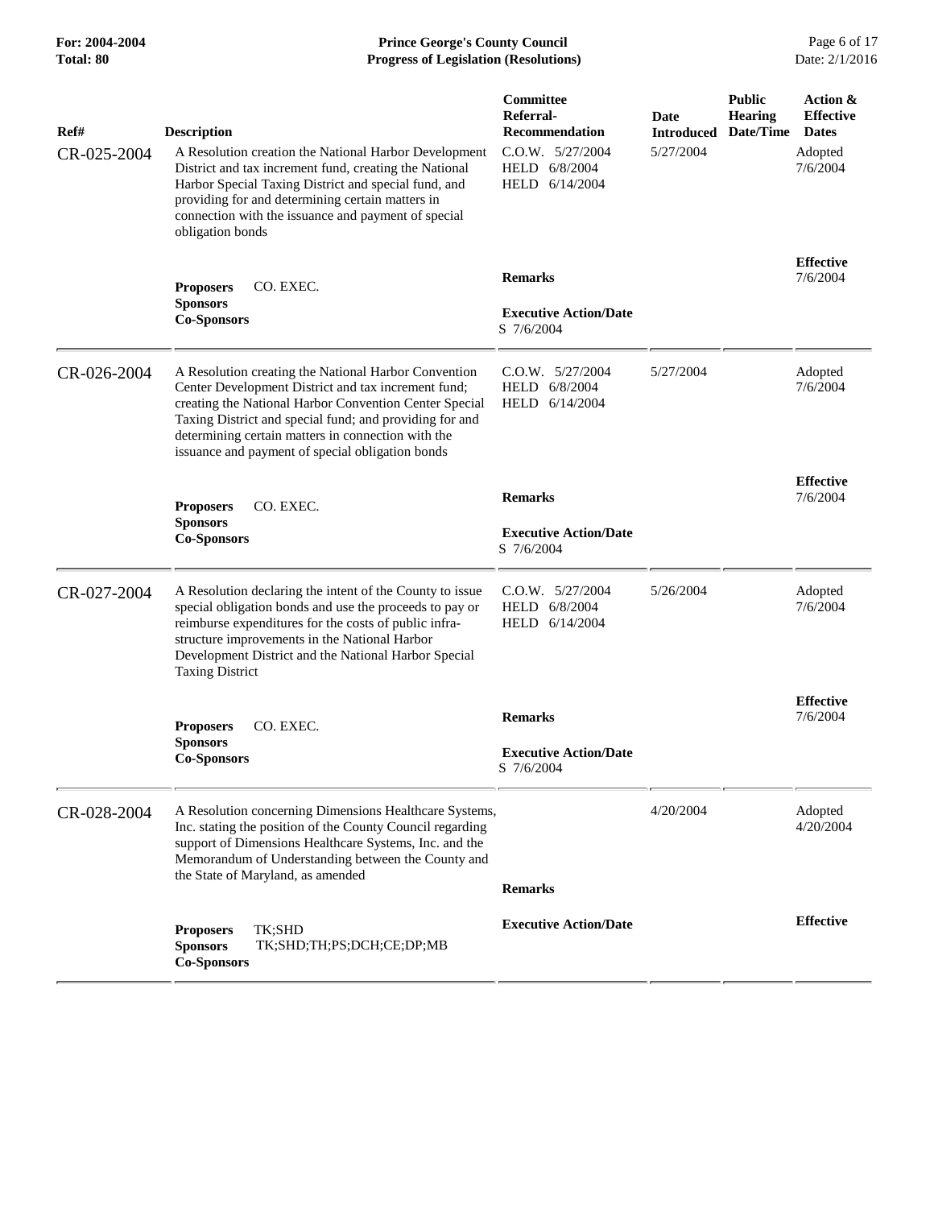| Ref# | Description | Committee Referral-Recommendation | Date Introduced | Public Hearing Date/Time | Action & Effective Dates |
|---|---|---|---|---|---|
| CR-025-2004 | A Resolution creation the National Harbor Development District and tax increment fund, creating the National Harbor Special Taxing District and special fund, and providing for and determining certain matters in connection with the issuance and payment of special obligation bonds | C.O.W. 5/27/2004<br>HELD 6/8/2004<br>HELD 6/14/2004 | 5/27/2004 | | Adopted 7/6/2004 |
| | **Proposers** CO. EXEC.<br>**Sponsors**<br>**Co-Sponsors** | **Remarks**<br><br>**Executive Action/Date**<br>S 7/6/2004 | | | **Effective** 7/6/2004 |
| CR-026-2004 | A Resolution creating the National Harbor Convention Center Development District and tax increment fund; creating the National Harbor Convention Center Special Taxing District and special fund; and providing for and determining certain matters in connection with the issuance and payment of special obligation bonds | C.O.W. 5/27/2004<br>HELD 6/8/2004<br>HELD 6/14/2004 | 5/27/2004 | | Adopted 7/6/2004 |
| | **Proposers** CO. EXEC.<br>**Sponsors**<br>**Co-Sponsors** | **Remarks**<br><br>**Executive Action/Date**<br>S 7/6/2004 | | | **Effective** 7/6/2004 |
| CR-027-2004 | A Resolution declaring the intent of the County to issue special obligation bonds and use the proceeds to pay or reimburse expenditures for the costs of public infra-structure improvements in the National Harbor Development District and the National Harbor Special Taxing District | C.O.W. 5/27/2004<br>HELD 6/8/2004<br>HELD 6/14/2004 | 5/26/2004 | | Adopted 7/6/2004 |
| | **Proposers** CO. EXEC.<br>**Sponsors**<br>**Co-Sponsors** | **Remarks**<br><br>**Executive Action/Date**<br>S 7/6/2004 | | | **Effective** 7/6/2004 |
| CR-028-2004 | A Resolution concerning Dimensions Healthcare Systems, Inc. stating the position of the County Council regarding support of Dimensions Healthcare Systems, Inc. and the Memorandum of Understanding between the County and the State of Maryland, as amended | | 4/20/2004 | | Adopted 4/20/2004 |
| | **Proposers** TK;SHD<br>**Sponsors** TK;SHD;TH;PS;DCH;CE;DP;MB<br>**Co-Sponsors** | **Remarks**<br><br>**Executive Action/Date** | | | **Effective** |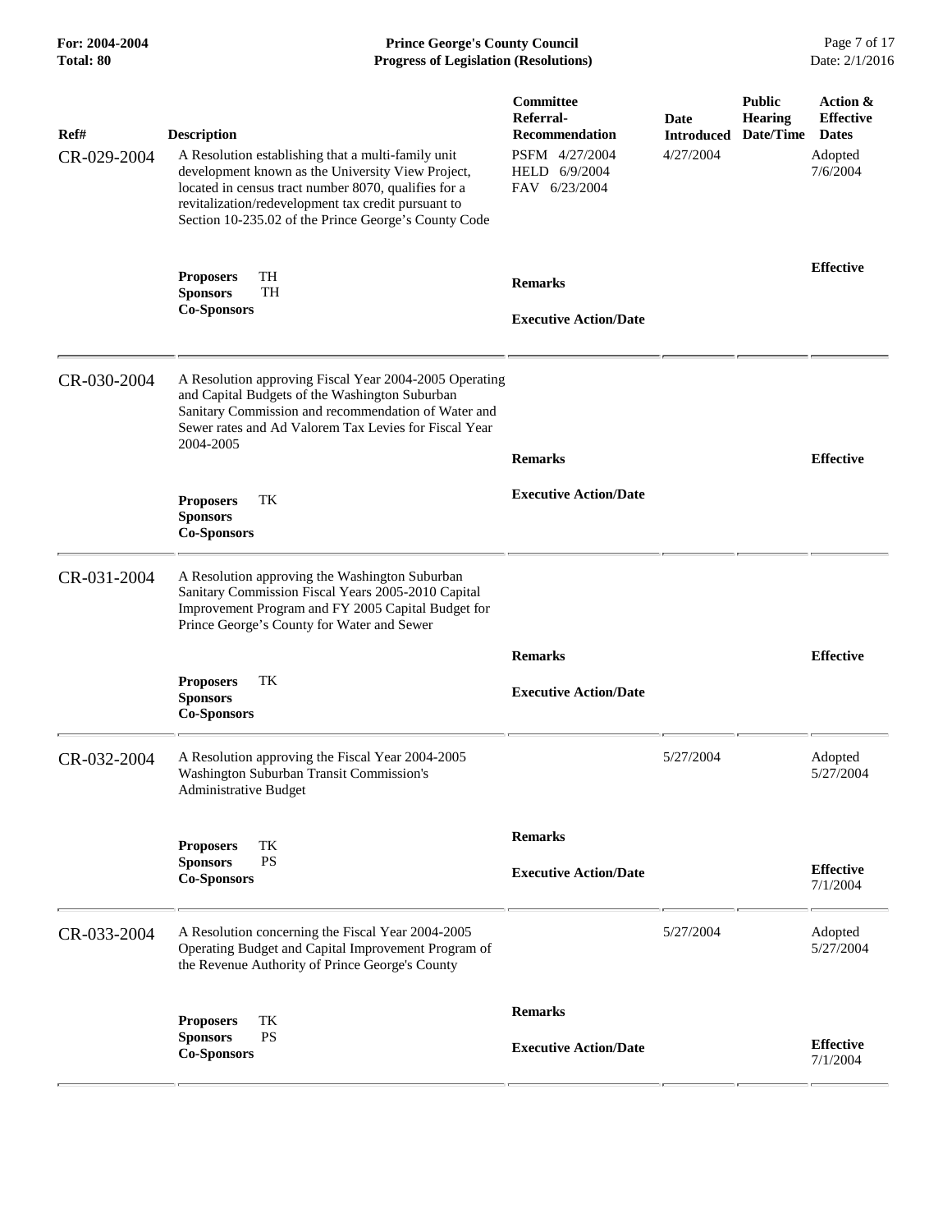| Ref# | Description | Committee Referral-Recommendation | Date Introduced | Public Hearing Date/Time | Action & Effective Dates |
|---|---|---|---|---|---|
| CR-029-2004 | A Resolution establishing that a multi-family unit development known as the University View Project, located in census tract number 8070, qualifies for a revitalization/redevelopment tax credit pursuant to Section 10-235.02 of the Prince George's County Code | PSFM 4/27/2004<br>HELD 6/9/2004<br>FAV 6/23/2004 | 4/27/2004 | | Adopted 7/6/2004 |
| | **Proposers** TH<br>**Sponsors** TH<br>**Co-Sponsors** | **Remarks**<br><br>**Executive Action/Date** | | | **Effective** |
| CR-030-2004 | A Resolution approving Fiscal Year 2004-2005 Operating and Capital Budgets of the Washington Suburban Sanitary Commission and recommendation of Water and Sewer rates and Ad Valorem Tax Levies for Fiscal Year 2004-2005 | | | | |
| | **Proposers** TK<br>**Sponsors**<br>**Co-Sponsors** | **Remarks**<br><br>**Executive Action/Date** | | | **Effective** |
| CR-031-2004 | A Resolution approving the Washington Suburban Sanitary Commission Fiscal Years 2005-2010 Capital Improvement Program and FY 2005 Capital Budget for Prince George's County for Water and Sewer | | | | |
| | **Proposers** TK<br>**Sponsors**<br>**Co-Sponsors** | **Remarks**<br><br>**Executive Action/Date** | | | **Effective** |
| CR-032-2004 | A Resolution approving the Fiscal Year 2004-2005 Washington Suburban Transit Commission's Administrative Budget | | 5/27/2004 | | Adopted 5/27/2004 |
| | **Proposers** TK<br>**Sponsors** PS<br>**Co-Sponsors** | **Remarks**<br><br>**Executive Action/Date** | | | **Effective** 7/1/2004 |
| CR-033-2004 | A Resolution concerning the Fiscal Year 2004-2005 Operating Budget and Capital Improvement Program of the Revenue Authority of Prince George's County | | 5/27/2004 | | Adopted 5/27/2004 |
| | **Proposers** TK<br>**Sponsors** PS<br>**Co-Sponsors** | **Remarks**<br><br>**Executive Action/Date** | | | **Effective** 7/1/2004 |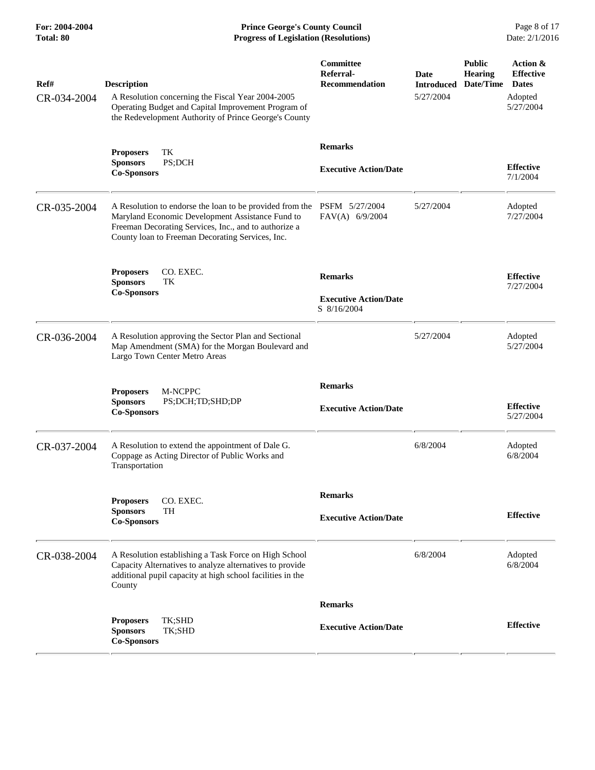| Ref# | Description | Committee Referral-Recommendation | Date Introduced | Public Hearing Date/Time | Action & Effective Dates |
|---|---|---|---|---|---|
| CR-034-2004 | A Resolution concerning the Fiscal Year 2004-2005 Operating Budget and Capital Improvement Program of the Redevelopment Authority of Prince George's County | | 5/27/2004 | | Adopted 5/27/2004 |
| | **Proposers** TK<br>**Sponsors** PS;DCH<br>**Co-Sponsors** | **Remarks**<br><br>**Executive Action/Date** | | | **Effective** 7/1/2004 |
| CR-035-2004 | A Resolution to endorse the loan to be provided from the Maryland Economic Development Assistance Fund to Freeman Decorating Services, Inc., and to authorize a County loan to Freeman Decorating Services, Inc. | PSFM 5/27/2004<br>FAV(A) 6/9/2004 | 5/27/2004 | | Adopted 7/27/2004 |
| | **Proposers** CO. EXEC.<br>**Sponsors** TK<br>**Co-Sponsors** | **Remarks**<br><br>**Executive Action/Date**<br>S 8/16/2004 | | | **Effective** 7/27/2004 |
| CR-036-2004 | A Resolution approving the Sector Plan and Sectional Map Amendment (SMA) for the Morgan Boulevard and Largo Town Center Metro Areas | | 5/27/2004 | | Adopted 5/27/2004 |
| | **Proposers** M-NCPPC<br>**Sponsors** PS;DCH;TD;SHD;DP<br>**Co-Sponsors** | **Remarks**<br><br>**Executive Action/Date** | | | **Effective** 5/27/2004 |
| CR-037-2004 | A Resolution to extend the appointment of Dale G. Coppage as Acting Director of Public Works and Transportation | | 6/8/2004 | | Adopted 6/8/2004 |
| | **Proposers** CO. EXEC.<br>**Sponsors** TH<br>**Co-Sponsors** | **Remarks**<br><br>**Executive Action/Date** | | | **Effective** |
| CR-038-2004 | A Resolution establishing a Task Force on High School Capacity Alternatives to analyze alternatives to provide additional pupil capacity at high school facilities in the County | | 6/8/2004 | | Adopted 6/8/2004 |
| | **Proposers** TK;SHD<br>**Sponsors** TK;SHD<br>**Co-Sponsors** | **Remarks**<br><br>**Executive Action/Date** | | | **Effective** |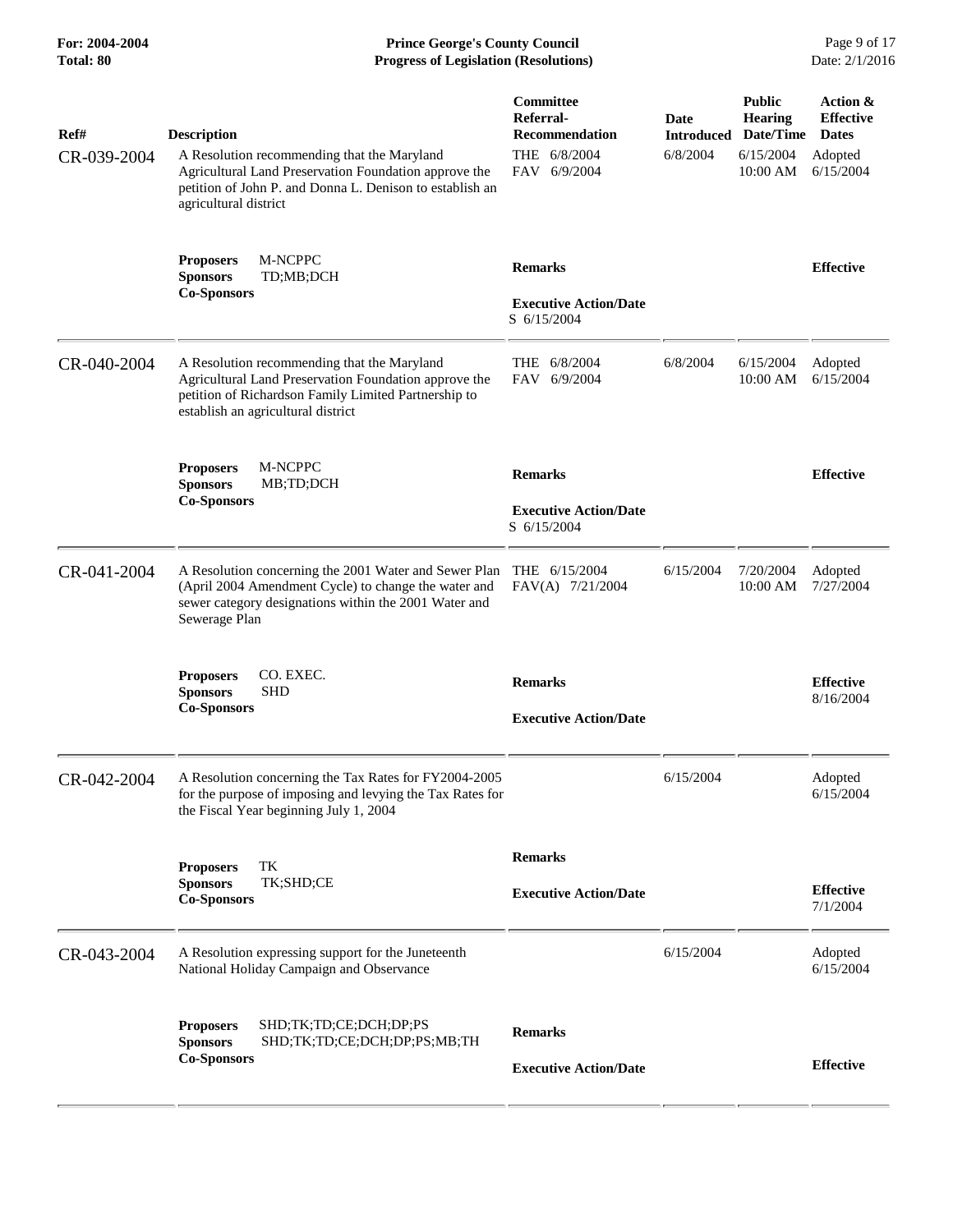| Ref# | Description | Committee Referral-Recommendation | Date Introduced | Public Hearing Date/Time | Action & Effective Dates |
|---|---|---|---|---|---|
| CR-039-2004 | A Resolution recommending that the Maryland Agricultural Land Preservation Foundation approve the petition of John P. and Donna L. Denison to establish an agricultural district | THE 6/8/2004<br>FAV 6/9/2004 | 6/8/2004 | 6/15/2004<br>10:00 AM | Adopted<br>6/15/2004 |
| | **Proposers** M-NCPPC<br>**Sponsors** TD;MB;DCH<br>**Co-Sponsors** | **Remarks**<br><br>**Executive Action/Date**<br>S 6/15/2004 | | | **Effective** |
| CR-040-2004 | A Resolution recommending that the Maryland Agricultural Land Preservation Foundation approve the petition of Richardson Family Limited Partnership to establish an agricultural district | THE 6/8/2004<br>FAV 6/9/2004 | 6/8/2004 | 6/15/2004<br>10:00 AM | Adopted<br>6/15/2004 |
| | **Proposers** M-NCPPC<br>**Sponsors** MB;TD;DCH<br>**Co-Sponsors** | **Remarks**<br><br>**Executive Action/Date**<br>S 6/15/2004 | | | **Effective** |
| CR-041-2004 | A Resolution concerning the 2001 Water and Sewer Plan (April 2004 Amendment Cycle) to change the water and sewer category designations within the 2001 Water and Sewerage Plan | THE 6/15/2004<br>FAV(A) 7/21/2004 | 6/15/2004 | 7/20/2004<br>10:00 AM | Adopted<br>7/27/2004 |
| | **Proposers** CO. EXEC.<br>**Sponsors** SHD<br>**Co-Sponsors** | **Remarks**<br><br>**Executive Action/Date** | | | **Effective**<br>8/16/2004 |
| CR-042-2004 | A Resolution concerning the Tax Rates for FY2004-2005 for the purpose of imposing and levying the Tax Rates for the Fiscal Year beginning July 1, 2004 | | 6/15/2004 | | Adopted<br>6/15/2004 |
| | **Proposers** TK<br>**Sponsors** TK;SHD;CE<br>**Co-Sponsors** | **Remarks**<br><br>**Executive Action/Date** | | | **Effective**<br>7/1/2004 |
| CR-043-2004 | A Resolution expressing support for the Juneteenth National Holiday Campaign and Observance | | 6/15/2004 | | Adopted<br>6/15/2004 |
| | **Proposers** SHD;TK;TD;CE;DCH;DP;PS<br>**Sponsors** SHD;TK;TD;CE;DCH;DP;PS;MB;TH<br>**Co-Sponsors** | **Remarks**<br><br>**Executive Action/Date** | | | **Effective** |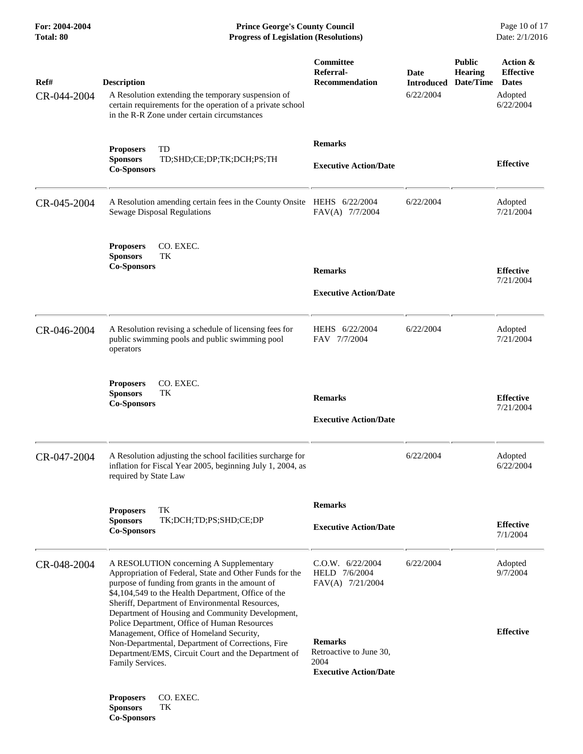| Ref# | Description | Committee Referral-Recommendation | Date Introduced | Public Hearing Date/Time | Action & Effective Dates |
|---|---|---|---|---|---|
| CR-044-2004 | A Resolution extending the temporary suspension of certain requirements for the operation of a private school in the R-R Zone under certain circumstances | | 6/22/2004 | | Adopted 6/22/2004 |
| | **Proposers** TD<br>**Sponsors** TD;SHD;CE;DP;TK;DCH;PS;TH<br>**Co-Sponsors** | **Remarks**<br><br>**Executive Action/Date** | | | **Effective** |
| CR-045-2004 | A Resolution amending certain fees in the County Onsite Sewage Disposal Regulations | HEHS 6/22/2004<br>FAV(A) 7/7/2004 | 6/22/2004 | | Adopted 7/21/2004 |
| | **Proposers** CO. EXEC.<br>**Sponsors** TK<br>**Co-Sponsors** | **Remarks**<br><br>**Executive Action/Date** | | | **Effective** 7/21/2004 |
| CR-046-2004 | A Resolution revising a schedule of licensing fees for public swimming pools and public swimming pool operators | HEHS 6/22/2004<br>FAV 7/7/2004 | 6/22/2004 | | Adopted 7/21/2004 |
| | **Proposers** CO. EXEC.<br>**Sponsors** TK<br>**Co-Sponsors** | **Remarks**<br><br>**Executive Action/Date** | | | **Effective** 7/21/2004 |
| CR-047-2004 | A Resolution adjusting the school facilities surcharge for inflation for Fiscal Year 2005, beginning July 1, 2004, as required by State Law | | 6/22/2004 | | Adopted 6/22/2004 |
| | **Proposers** TK<br>**Sponsors** TK;DCH;TD;PS;SHD;CE;DP<br>**Co-Sponsors** | **Remarks**<br><br>**Executive Action/Date** | | | **Effective** 7/1/2004 |
| CR-048-2004 | A RESOLUTION concerning A Supplementary Appropriation of Federal, State and Other Funds for the purpose of funding from grants in the amount of $4,104,549 to the Health Department, Office of the Sheriff, Department of Environmental Resources, Department of Housing and Community Development, Police Department, Office of Human Resources Management, Office of Homeland Security, Non-Departmental, Department of Corrections, Fire Department/EMS, Circuit Court and the Department of Family Services. | C.O.W. 6/22/2004<br>HELD 7/6/2004<br>FAV(A) 7/21/2004 | 6/22/2004 | | Adopted 9/7/2004 |
| | **Proposers** CO. EXEC.<br>**Sponsors** TK<br>**Co-Sponsors** | **Remarks**<br>Retroactive to June 30, 2004<br>**Executive Action/Date** | | | **Effective** |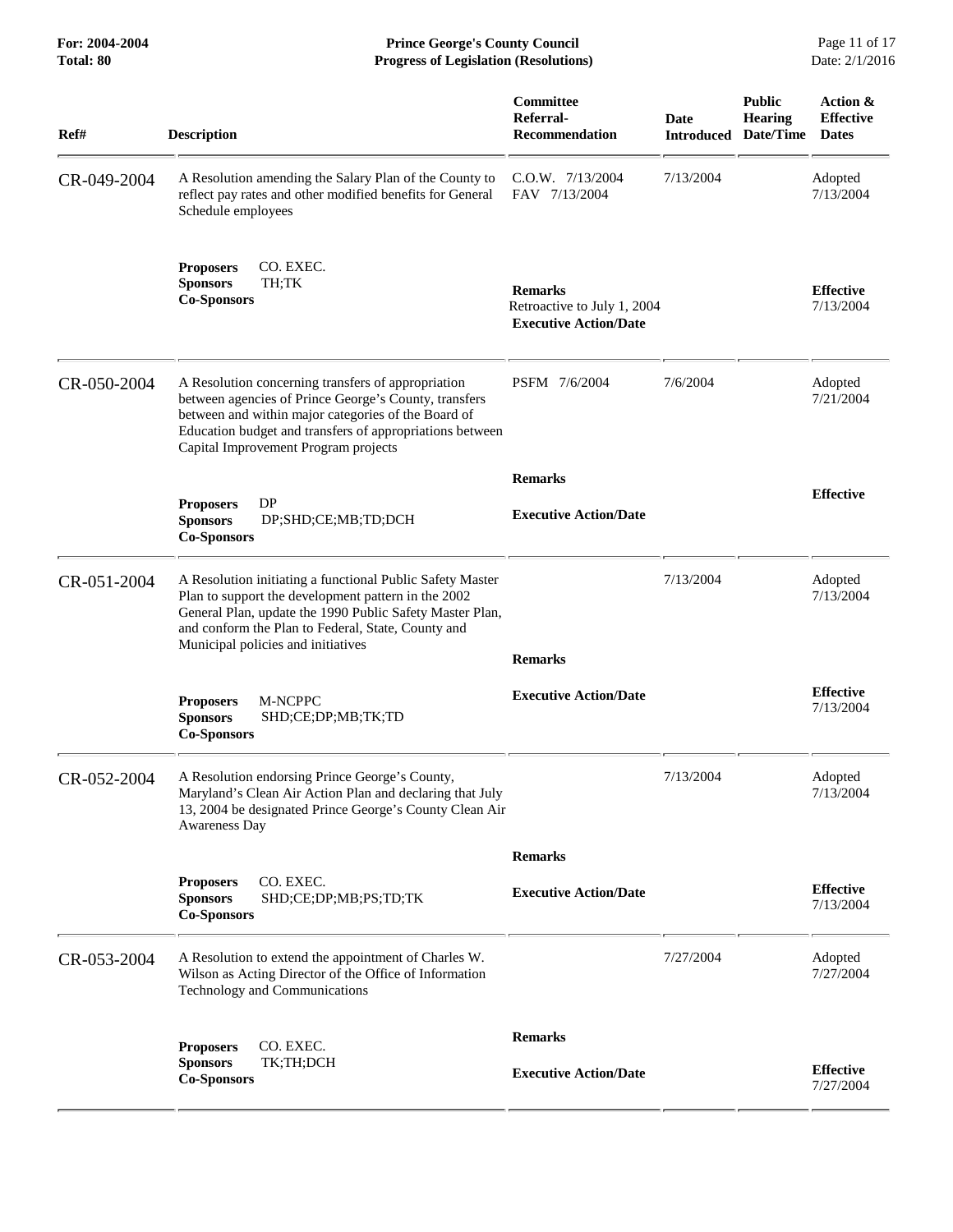| Ref# | Description | Committee Referral-Recommendation | Date Introduced | Public Hearing Date/Time | Action & Effective Dates |
|---|---|---|---|---|---|
| CR-049-2004 | A Resolution amending the Salary Plan of the County to reflect pay rates and other modified benefits for General Schedule employees | C.O.W. 7/13/2004<br>FAV 7/13/2004 | 7/13/2004 | | Adopted<br>7/13/2004 |
| | **Proposers** CO. EXEC.<br>**Sponsors** TH;TK<br>**Co-Sponsors** | **Remarks**<br>Retroactive to July 1, 2004<br>**Executive Action/Date** | | | **Effective**<br>7/13/2004 |
| CR-050-2004 | A Resolution concerning transfers of appropriation between agencies of Prince George's County, transfers between and within major categories of the Board of Education budget and transfers of appropriations between Capital Improvement Program projects | PSFM 7/6/2004 | 7/6/2004 | | Adopted<br>7/21/2004 |
| | **Proposers** DP<br>**Sponsors** DP;SHD;CE;MB;TD;DCH<br>**Co-Sponsors** | **Remarks**<br>**Executive Action/Date** | | | **Effective** |
| CR-051-2004 | A Resolution initiating a functional Public Safety Master Plan to support the development pattern in the 2002 General Plan, update the 1990 Public Safety Master Plan, and conform the Plan to Federal, State, County and Municipal policies and initiatives | | 7/13/2004 | | Adopted<br>7/13/2004 |
| | **Proposers** M-NCPPC<br>**Sponsors** SHD;CE;DP;MB;TK;TD<br>**Co-Sponsors** | **Remarks**<br>**Executive Action/Date** | | | **Effective**<br>7/13/2004 |
| CR-052-2004 | A Resolution endorsing Prince George's County, Maryland's Clean Air Action Plan and declaring that July 13, 2004 be designated Prince George's County Clean Air Awareness Day | | 7/13/2004 | | Adopted<br>7/13/2004 |
| | **Proposers** CO. EXEC.<br>**Sponsors** SHD;CE;DP;MB;PS;TD;TK<br>**Co-Sponsors** | **Remarks**<br>**Executive Action/Date** | | | **Effective**<br>7/13/2004 |
| CR-053-2004 | A Resolution to extend the appointment of Charles W. Wilson as Acting Director of the Office of Information Technology and Communications | | 7/27/2004 | | Adopted<br>7/27/2004 |
| | **Proposers** CO. EXEC.<br>**Sponsors** TK;TH;DCH<br>**Co-Sponsors** | **Remarks**<br>**Executive Action/Date** | | | **Effective**<br>7/27/2004 |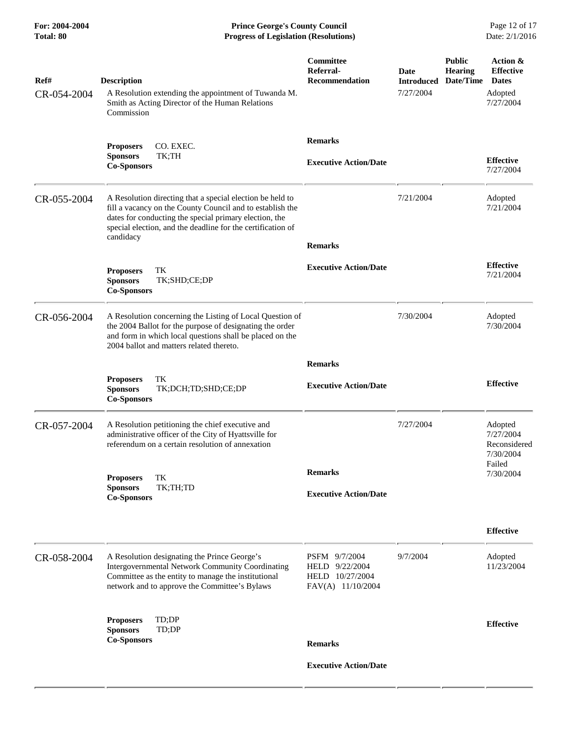| Ref# | Description | Committee Referral-Recommendation | Date Introduced | Public Hearing Date/Time | Action & Effective Dates |
|---|---|---|---|---|---|
| CR-054-2004 | A Resolution extending the appointment of Tuwanda M. Smith as Acting Director of the Human Relations Commission | | 7/27/2004 | | Adopted 7/27/2004 |
| | **Proposers** CO. EXEC.<br>**Sponsors** TK;TH<br>**Co-Sponsors** | **Remarks**<br><br>**Executive Action/Date** | | | **Effective** 7/27/2004 |
| CR-055-2004 | A Resolution directing that a special election be held to fill a vacancy on the County Council and to establish the dates for conducting the special primary election, the special election, and the deadline for the certification of candidacy | | 7/21/2004 | | Adopted 7/21/2004 |
| | **Proposers** TK<br>**Sponsors** TK;SHD;CE;DP<br>**Co-Sponsors** | **Remarks**<br><br>**Executive Action/Date** | | | **Effective** 7/21/2004 |
| CR-056-2004 | A Resolution concerning the Listing of Local Question of the 2004 Ballot for the purpose of designating the order and form in which local questions shall be placed on the 2004 ballot and matters related thereto. | | 7/30/2004 | | Adopted 7/30/2004 |
| | **Proposers** TK<br>**Sponsors** TK;DCH;TD;SHD;CE;DP<br>**Co-Sponsors** | **Remarks**<br><br>**Executive Action/Date** | | | **Effective** |
| CR-057-2004 | A Resolution petitioning the chief executive and administrative officer of the City of Hyattsville for referendum on a certain resolution of annexation | | 7/27/2004 | | Adopted 7/27/2004<br>Reconsidered 7/30/2004<br>Failed 7/30/2004 |
| | **Proposers** TK<br>**Sponsors** TK;TH;TD<br>**Co-Sponsors** | **Remarks**<br><br>**Executive Action/Date** | | | **Effective** |
| CR-058-2004 | A Resolution designating the Prince George's Intergovernmental Network Community Coordinating Committee as the entity to manage the institutional network and to approve the Committee's Bylaws | PSFM 9/7/2004<br>HELD 9/22/2004<br>HELD 10/27/2004<br>FAV(A) 11/10/2004 | 9/7/2004 | | Adopted 11/23/2004 |
| | **Proposers** TD;DP<br>**Sponsors** TD;DP<br>**Co-Sponsors** | **Remarks**<br><br>**Executive Action/Date** | | | **Effective** |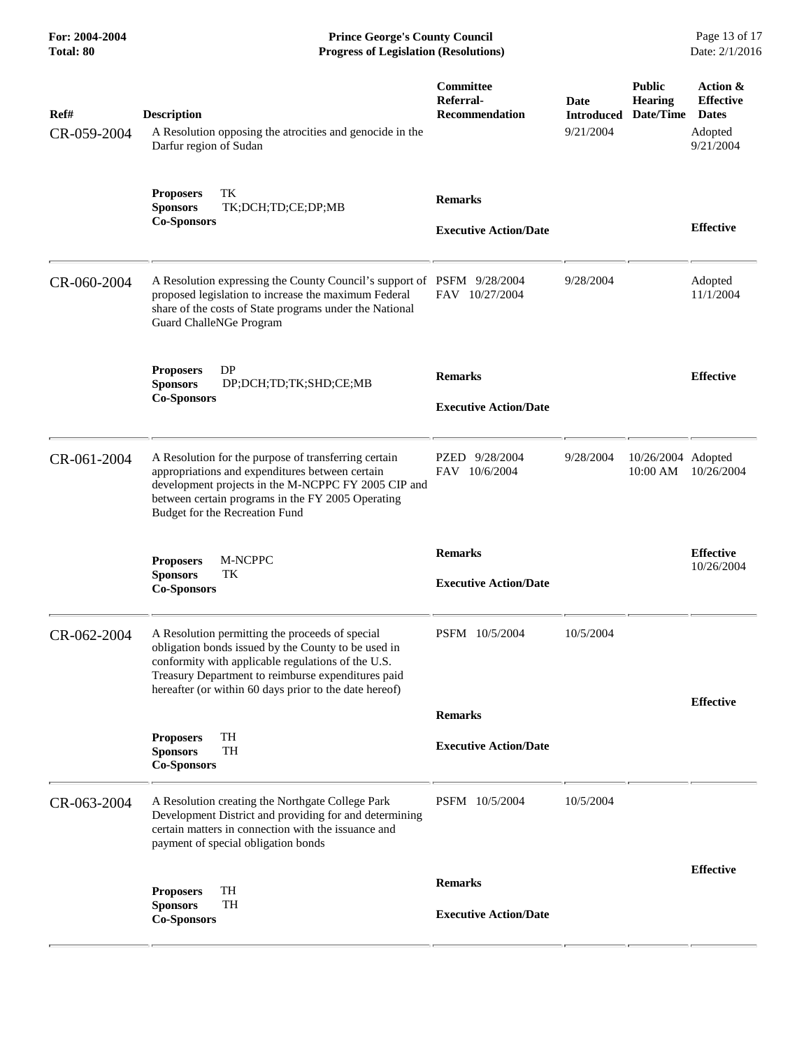| Ref# | Description | Committee Referral-Recommendation | Date Introduced | Public Hearing Date/Time | Action & Effective Dates |
|---|---|---|---|---|---|
| CR-059-2004 | A Resolution opposing the atrocities and genocide in the Darfur region of Sudan | | 9/21/2004 | | Adopted 9/21/2004 |
| | **Proposers** TK<br>**Sponsors** TK;DCH;TD;CE;DP;MB<br>**Co-Sponsors** | **Remarks**<br><br>**Executive Action/Date** | | | **Effective** |
| CR-060-2004 | A Resolution expressing the County Council's support of proposed legislation to increase the maximum Federal share of the costs of State programs under the National Guard ChalleNGe Program | PSFM 9/28/2004<br>FAV 10/27/2004 | 9/28/2004 | | Adopted 11/1/2004 |
| | **Proposers** DP<br>**Sponsors** DP;DCH;TD;TK;SHD;CE;MB<br>**Co-Sponsors** | **Remarks**<br><br>**Executive Action/Date** | | | **Effective** |
| CR-061-2004 | A Resolution for the purpose of transferring certain appropriations and expenditures between certain development projects in the M-NCPPC FY 2005 CIP and between certain programs in the FY 2005 Operating Budget for the Recreation Fund | PZED 9/28/2004<br>FAV 10/6/2004 | 9/28/2004 | 10/26/2004 10:00 AM | Adopted 10/26/2004 |
| | **Proposers** M-NCPPC<br>**Sponsors** TK<br>**Co-Sponsors** | **Remarks**<br><br>**Executive Action/Date** | | | **Effective** 10/26/2004 |
| CR-062-2004 | A Resolution permitting the proceeds of special obligation bonds issued by the County to be used in conformity with applicable regulations of the U.S. Treasury Department to reimburse expenditures paid hereafter (or within 60 days prior to the date hereof) | PSFM 10/5/2004 | 10/5/2004 | | |
| | **Proposers** TH<br>**Sponsors** TH<br>**Co-Sponsors** | **Remarks**<br><br>**Executive Action/Date** | | | **Effective** |
| CR-063-2004 | A Resolution creating the Northgate College Park Development District and providing for and determining certain matters in connection with the issuance and payment of special obligation bonds | PSFM 10/5/2004 | 10/5/2004 | | |
| | **Proposers** TH<br>**Sponsors** TH<br>**Co-Sponsors** | **Remarks**<br><br>**Executive Action/Date** | | | **Effective** |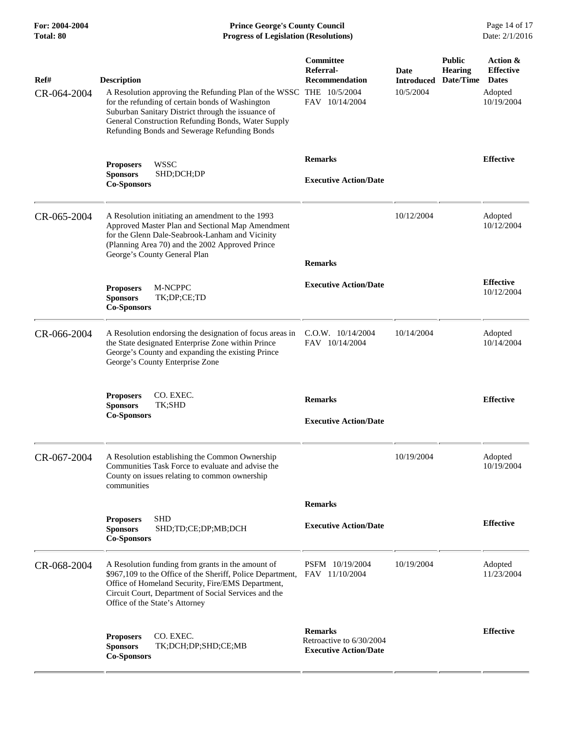| Ref# | Description | Committee Referral-Recommendation | Date Introduced | Public Hearing Date/Time | Action & Effective Dates |
|---|---|---|---|---|---|
| CR-064-2004 | A Resolution approving the Refunding Plan of the WSSC for the refunding of certain bonds of Washington Suburban Sanitary District through the issuance of General Construction Refunding Bonds, Water Supply Refunding Bonds and Sewerage Refunding Bonds | THE 10/5/2004<br>FAV 10/14/2004 | 10/5/2004 | | Adopted<br>10/19/2004 |
| | **Proposers** WSSC<br>**Sponsors** SHD;DCH;DP<br>**Co-Sponsors** | **Remarks**<br><br>**Executive Action/Date** | | | **Effective** |
| CR-065-2004 | A Resolution initiating an amendment to the 1993 Approved Master Plan and Sectional Map Amendment for the Glenn Dale-Seabrook-Lanham and Vicinity (Planning Area 70) and the 2002 Approved Prince George's County General Plan | | 10/12/2004 | | Adopted<br>10/12/2004 |
| | **Proposers** M-NCPPC<br>**Sponsors** TK;DP;CE;TD<br>**Co-Sponsors** | **Remarks**<br><br>**Executive Action/Date** | | | **Effective**<br>10/12/2004 |
| CR-066-2004 | A Resolution endorsing the designation of focus areas in the State designated Enterprise Zone within Prince George's County and expanding the existing Prince George's County Enterprise Zone | C.O.W. 10/14/2004<br>FAV 10/14/2004 | 10/14/2004 | | Adopted<br>10/14/2004 |
| | **Proposers** CO. EXEC.<br>**Sponsors** TK;SHD<br>**Co-Sponsors** | **Remarks**<br><br>**Executive Action/Date** | | | **Effective** |
| CR-067-2004 | A Resolution establishing the Common Ownership Communities Task Force to evaluate and advise the County on issues relating to common ownership communities | | 10/19/2004 | | Adopted<br>10/19/2004 |
| | **Proposers** SHD<br>**Sponsors** SHD;TD;CE;DP;MB;DCH<br>**Co-Sponsors** | **Remarks**<br><br>**Executive Action/Date** | | | **Effective** |
| CR-068-2004 | A Resolution funding from grants in the amount of $967,109 to the Office of the Sheriff, Police Department, Office of Homeland Security, Fire/EMS Department, Circuit Court, Department of Social Services and the Office of the State's Attorney | PSFM 10/19/2004<br>FAV 11/10/2004 | 10/19/2004 | | Adopted<br>11/23/2004 |
| | **Proposers** CO. EXEC.<br>**Sponsors** TK;DCH;DP;SHD;CE;MB<br>**Co-Sponsors** | **Remarks**<br>Retroactive to 6/30/2004<br>**Executive Action/Date** | | | **Effective** |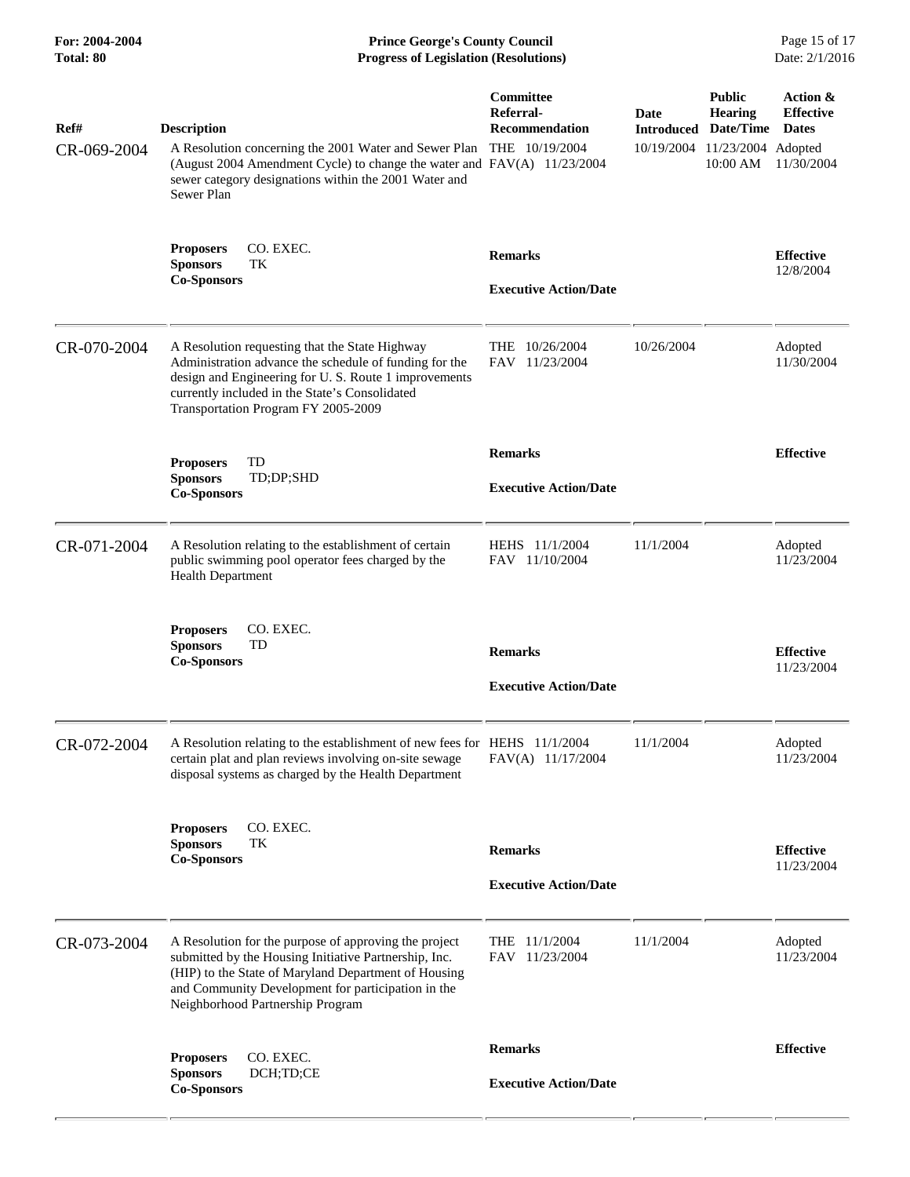| Ref# | Description | Committee Referral-Recommendation | Date Introduced | Public Hearing Date/Time | Action & Effective Dates |
|---|---|---|---|---|---|
| CR-069-2004 | A Resolution concerning the 2001 Water and Sewer Plan (August 2004 Amendment Cycle) to change the water and sewer category designations within the 2001 Water and Sewer Plan | THE 10/19/2004<br>FAV(A) 11/23/2004 | 10/19/2004 | 11/23/2004<br>10:00 AM | Adopted<br>11/30/2004 |
| | **Proposers** CO. EXEC.<br>**Sponsors** TK<br>**Co-Sponsors** | **Remarks**<br><br>**Executive Action/Date** | | | **Effective**<br>12/8/2004 |
| CR-070-2004 | A Resolution requesting that the State Highway Administration advance the schedule of funding for the design and Engineering for U. S. Route 1 improvements currently included in the State's Consolidated Transportation Program FY 2005-2009 | THE 10/26/2004<br>FAV 11/23/2004 | 10/26/2004 | | Adopted<br>11/30/2004 |
| | **Proposers** TD<br>**Sponsors** TD;DP;SHD<br>**Co-Sponsors** | **Remarks**<br><br>**Executive Action/Date** | | | **Effective** |
| CR-071-2004 | A Resolution relating to the establishment of certain public swimming pool operator fees charged by the Health Department | HEHS 11/1/2004<br>FAV 11/10/2004 | 11/1/2004 | | Adopted<br>11/23/2004 |
| | **Proposers** CO. EXEC.<br>**Sponsors** TD<br>**Co-Sponsors** | **Remarks**<br><br>**Executive Action/Date** | | | **Effective**<br>11/23/2004 |
| CR-072-2004 | A Resolution relating to the establishment of new fees for certain plat and plan reviews involving on-site sewage disposal systems as charged by the Health Department | HEHS 11/1/2004<br>FAV(A) 11/17/2004 | 11/1/2004 | | Adopted<br>11/23/2004 |
| | **Proposers** CO. EXEC.<br>**Sponsors** TK<br>**Co-Sponsors** | **Remarks**<br><br>**Executive Action/Date** | | | **Effective**<br>11/23/2004 |
| CR-073-2004 | A Resolution for the purpose of approving the project submitted by the Housing Initiative Partnership, Inc. (HIP) to the State of Maryland Department of Housing and Community Development for participation in the Neighborhood Partnership Program | THE 11/1/2004<br>FAV 11/23/2004 | 11/1/2004 | | Adopted<br>11/23/2004 |
| | **Proposers** CO. EXEC.<br>**Sponsors** DCH;TD;CE<br>**Co-Sponsors** | **Remarks**<br><br>**Executive Action/Date** | | | **Effective** |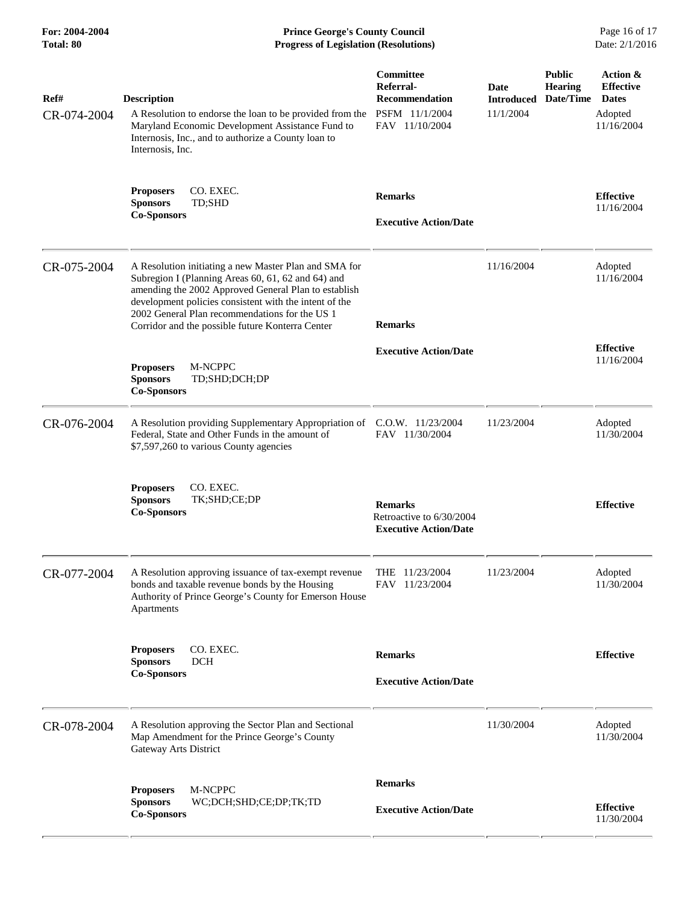| Ref# | Description | Committee Referral-Recommendation | Date Introduced | Public Hearing Date/Time | Action & Effective Dates |
|---|---|---|---|---|---|
| CR-074-2004 | A Resolution to endorse the loan to be provided from the Maryland Economic Development Assistance Fund to Internosis, Inc., and to authorize a County loan to Internosis, Inc. | PSFM 11/1/2004<br>FAV 11/10/2004 | 11/1/2004 | | Adopted 11/16/2004 |
| | **Proposers** CO. EXEC.<br>**Sponsors** TD;SHD<br>**Co-Sponsors** | **Remarks**<br><br>**Executive Action/Date** | | | **Effective** 11/16/2004 |
| CR-075-2004 | A Resolution initiating a new Master Plan and SMA for Subregion I (Planning Areas 60, 61, 62 and 64) and amending the 2002 Approved General Plan to establish development policies consistent with the intent of the 2002 General Plan recommendations for the US 1 Corridor and the possible future Konterra Center | | 11/16/2004 | | Adopted 11/16/2004 |
| | **Proposers** M-NCPPC<br>**Sponsors** TD;SHD;DCH;DP<br>**Co-Sponsors** | **Remarks**<br><br>**Executive Action/Date** | | | **Effective** 11/16/2004 |
| CR-076-2004 | A Resolution providing Supplementary Appropriation of Federal, State and Other Funds in the amount of $7,597,260 to various County agencies | C.O.W. 11/23/2004<br>FAV 11/30/2004 | 11/23/2004 | | Adopted 11/30/2004 |
| | **Proposers** CO. EXEC.<br>**Sponsors** TK;SHD;CE;DP<br>**Co-Sponsors** | **Remarks**<br>Retroactive to 6/30/2004<br>**Executive Action/Date** | | | **Effective** |
| CR-077-2004 | A Resolution approving issuance of tax-exempt revenue bonds and taxable revenue bonds by the Housing Authority of Prince George's County for Emerson House Apartments | THE 11/23/2004<br>FAV 11/23/2004 | 11/23/2004 | | Adopted 11/30/2004 |
| | **Proposers** CO. EXEC.<br>**Sponsors** DCH<br>**Co-Sponsors** | **Remarks**<br><br>**Executive Action/Date** | | | **Effective** |
| CR-078-2004 | A Resolution approving the Sector Plan and Sectional Map Amendment for the Prince George's County Gateway Arts District | | 11/30/2004 | | Adopted 11/30/2004 |
| | **Proposers** M-NCPPC<br>**Sponsors** WC;DCH;SHD;CE;DP;TK;TD<br>**Co-Sponsors** | **Remarks**<br><br>**Executive Action/Date** | | | **Effective** 11/30/2004 |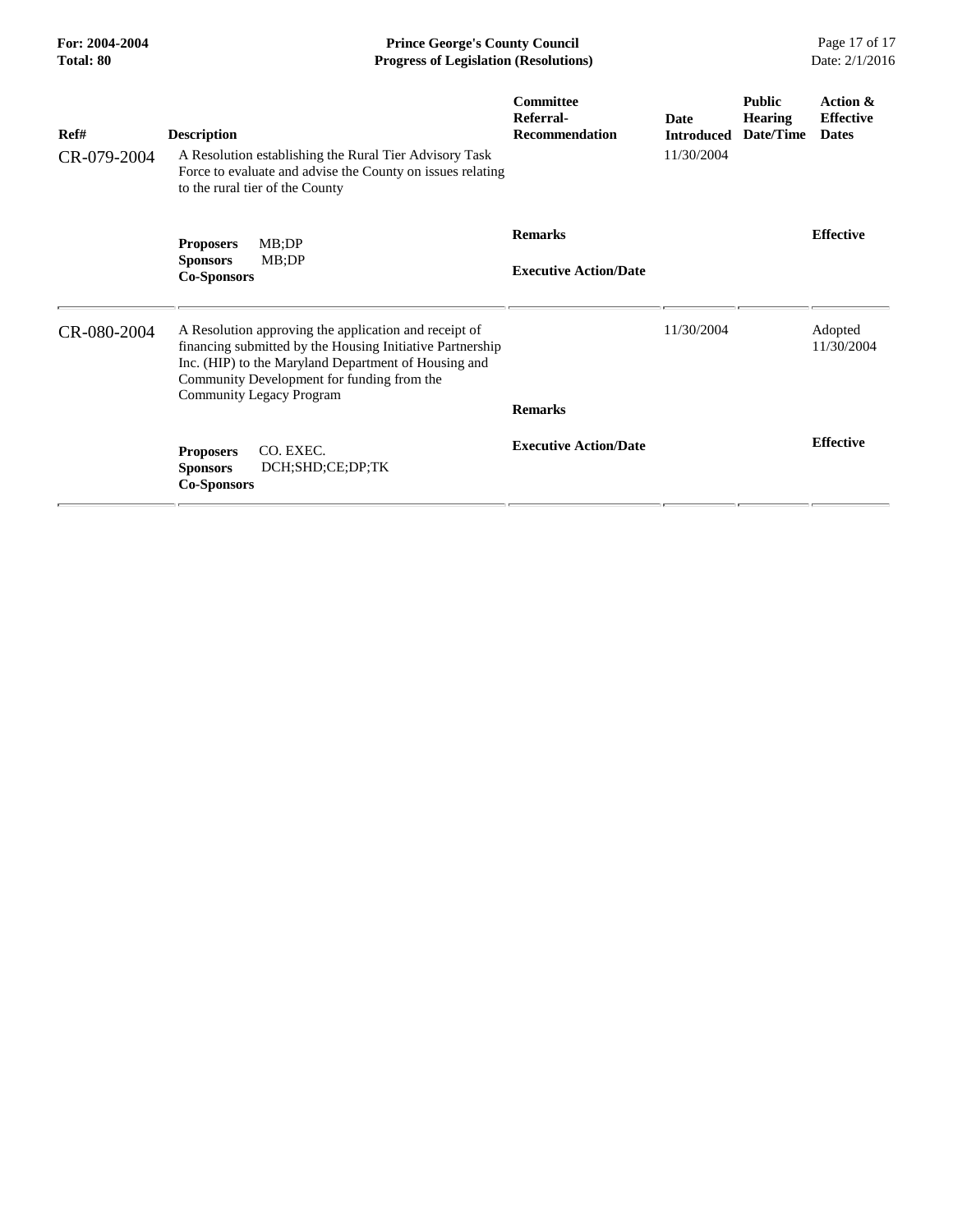| Ref# | Description | Committee Referral-Recommendation | Date Introduced | Public Hearing Date/Time | Action & Effective Dates |
|---|---|---|---|---|---|
| CR-079-2004 | A Resolution establishing the Rural Tier Advisory Task Force to evaluate and advise the County on issues relating to the rural tier of the County | | 11/30/2004 | | |
| | **Proposers** MB;DP<br>**Sponsors** MB;DP<br>**Co-Sponsors** | **Remarks**<br><br>**Executive Action/Date** | | | **Effective** |
| CR-080-2004 | A Resolution approving the application and receipt of financing submitted by the Housing Initiative Partnership Inc. (HIP) to the Maryland Department of Housing and Community Development for funding from the Community Legacy Program | | 11/30/2004 | | Adopted 11/30/2004 |
| | **Proposers** CO. EXEC.<br>**Sponsors** DCH;SHD;CE;DP;TK<br>**Co-Sponsors** | **Remarks**<br><br>**Executive Action/Date** | | | **Effective** |